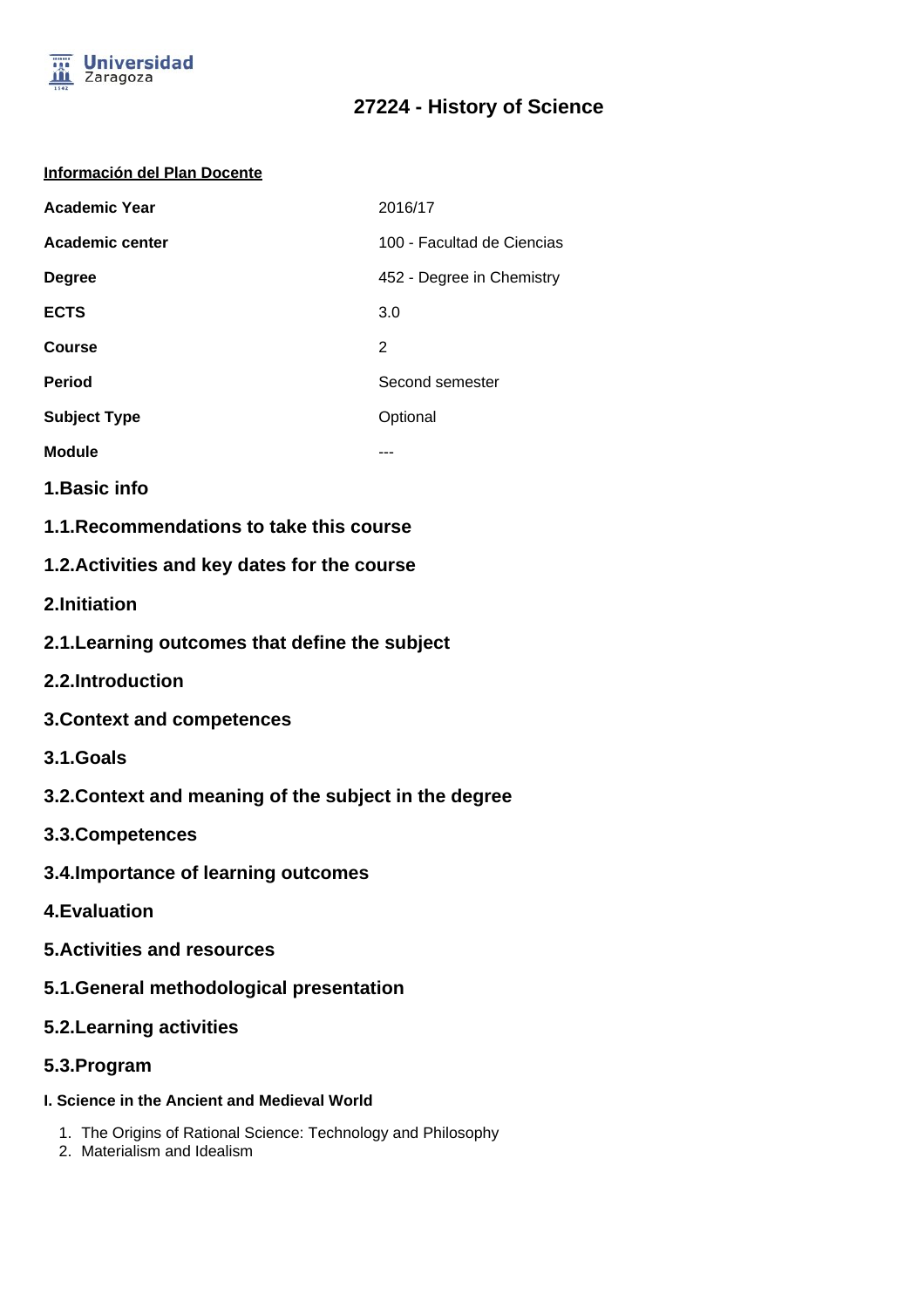# 27224 - History of Science

**Información del Plan Docente**

| | |
|---|---|
| **Academic Year** | 2016/17 |
| **Academic center** | 100 - Facultad de Ciencias |
| **Degree** | 452 - Degree in Chemistry |
| **ECTS** | 3.0 |
| **Course** | 2 |
| **Period** | Second semester |
| **Subject Type** | Optional |
| **Module** | --- |

## 1.Basic info

## 1.1.Recommendations to take this course

## 1.2.Activities and key dates for the course

## 2.Initiation

## 2.1.Learning outcomes that define the subject

## 2.2.Introduction

## 3.Context and competences

## 3.1.Goals

## 3.2.Context and meaning of the subject in the degree

## 3.3.Competences

## 3.4.Importance of learning outcomes

## 4.Evaluation

## 5.Activities and resources

## 5.1.General methodological presentation

## 5.2.Learning activities

## 5.3.Program

#### I. Science in the Ancient and Medieval World

1. The Origins of Rational Science: Technology and Philosophy
2. Materialism and Idealism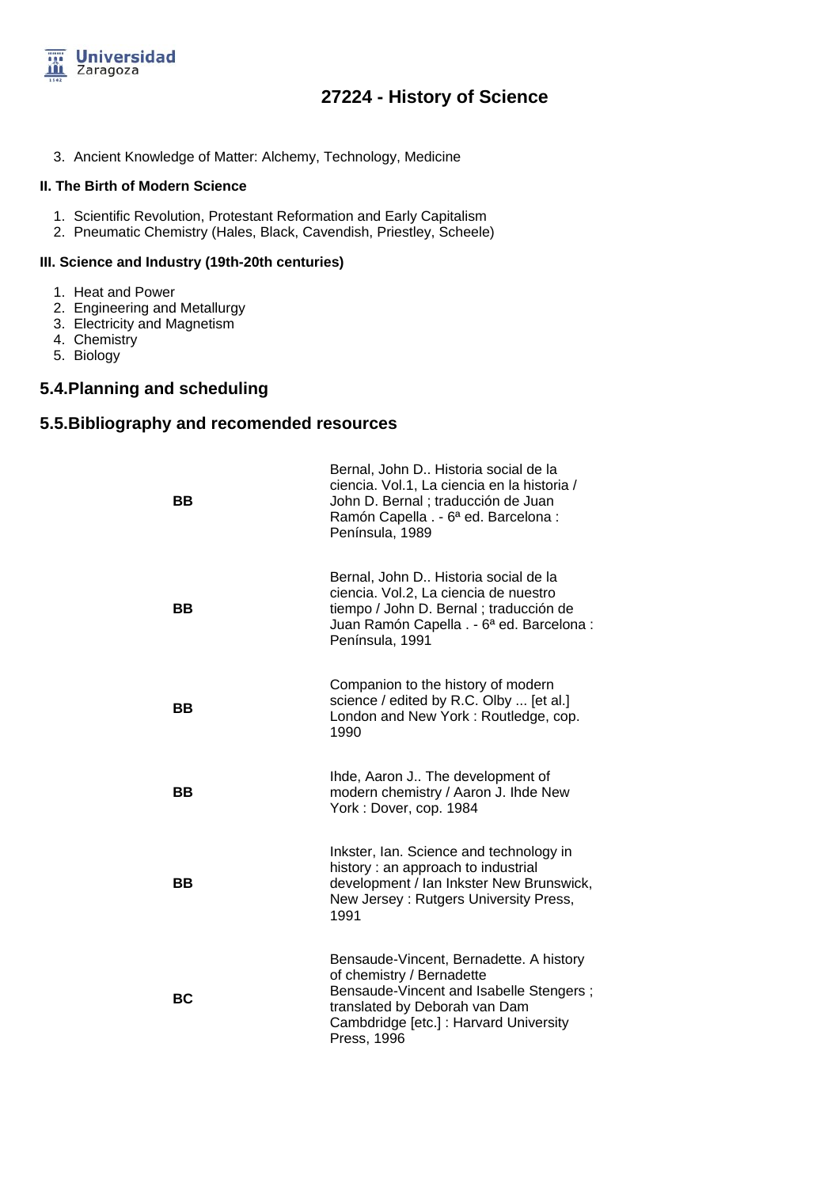3. Ancient Knowledge of Matter: Alchemy, Technology, Medicine

**II. The Birth of Modern Science**

1. Scientific Revolution, Protestant Reformation and Early Capitalism
2. Pneumatic Chemistry (Hales, Black, Cavendish, Priestley, Scheele)

**III. Science and Industry (19th-20th centuries)**

1. Heat and Power
2. Engineering and Metallurgy
3. Electricity and Magnetism
4. Chemistry
5. Biology

## 5.4.Planning and scheduling

## 5.5.Bibliography and recomended resources

| | |
|---|---|
| **BB** | Bernal, John D.. Historia social de la ciencia. Vol.1, La ciencia en la historia / John D. Bernal ; traducción de Juan Ramón Capella . - 6ª ed. Barcelona : Península, 1989 |
| **BB** | Bernal, John D.. Historia social de la ciencia. Vol.2, La ciencia de nuestro tiempo / John D. Bernal ; traducción de Juan Ramón Capella . - 6ª ed. Barcelona : Península, 1991 |
| **BB** | Companion to the history of modern science / edited by R.C. Olby ... [et al.] London and New York : Routledge, cop. 1990 |
| **BB** | Ihde, Aaron J.. The development of modern chemistry / Aaron J. Ihde New York : Dover, cop. 1984 |
| **BB** | Inkster, Ian. Science and technology in history : an approach to industrial development / Ian Inkster New Brunswick, New Jersey : Rutgers University Press, 1991 |
| **BC** | Bensaude-Vincent, Bernadette. A history of chemistry / Bernadette Bensaude-Vincent and Isabelle Stengers ; translated by Deborah van Dam Cambdridge [etc.] : Harvard University Press, 1996 |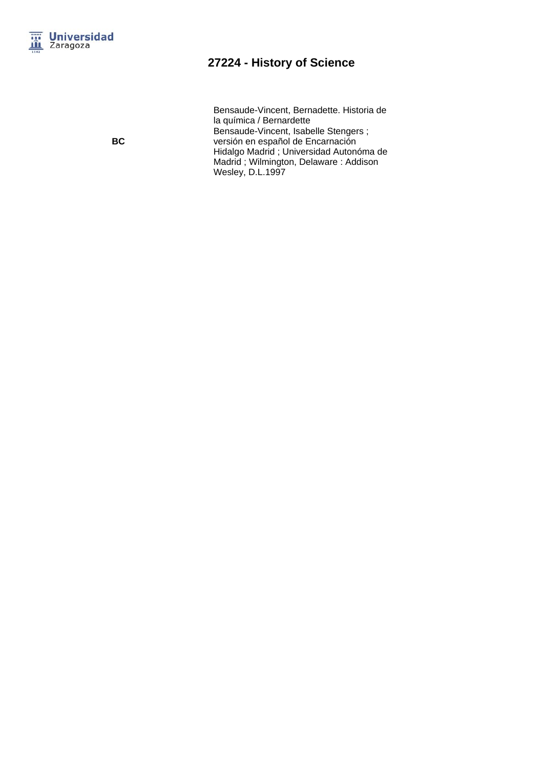# 27224 - History of Science

| | |
|---|---|
| **BC** | Bensaude-Vincent, Bernadette. Historia de la química / Bernardette Bensaude-Vincent, Isabelle Stengers ; versión en español de Encarnación Hidalgo Madrid ; Universidad Autonóma de Madrid ; Wilmington, Delaware : Addison Wesley, D.L.1997 |